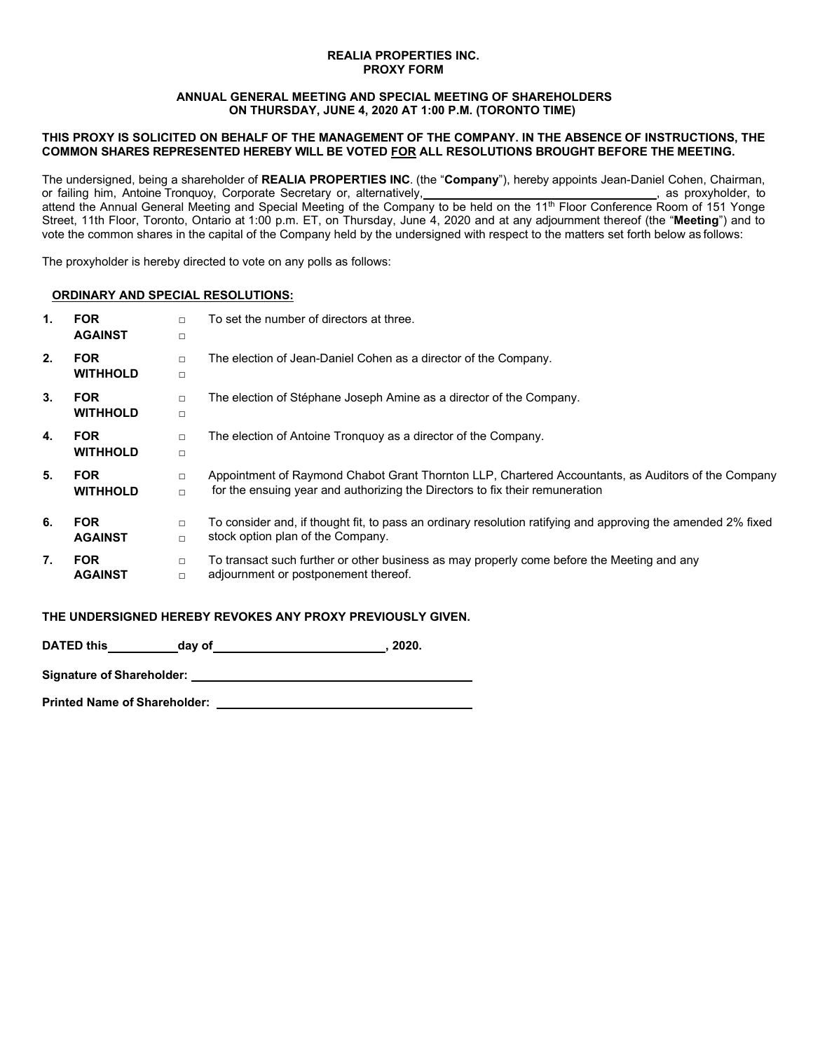**REALIA PROPERTIES INC.**
**PROXY FORM**

**ANNUAL GENERAL MEETING AND SPECIAL MEETING OF SHAREHOLDERS**
**ON THURSDAY, JUNE 4, 2020 AT 1:00 P.M. (TORONTO TIME)**

**THIS PROXY IS SOLICITED ON BEHALF OF THE MANAGEMENT OF THE COMPANY. IN THE ABSENCE OF INSTRUCTIONS, THE COMMON SHARES REPRESENTED HEREBY WILL BE VOTED FOR ALL RESOLUTIONS BROUGHT BEFORE THE MEETING.**

The undersigned, being a shareholder of **REALIA PROPERTIES INC**. (the "**Company**"), hereby appoints Jean-Daniel Cohen, Chairman, or failing him, Antoine Tronquoy, Corporate Secretary or, alternatively, ____________________________________, as proxyholder, to attend the Annual General Meeting and Special Meeting of the Company to be held on the 11th Floor Conference Room of 151 Yonge Street, 11th Floor, Toronto, Ontario at 1:00 p.m. ET, on Thursday, June 4, 2020 and at any adjournment thereof (the "**Meeting**") and to vote the common shares in the capital of the Company held by the undersigned with respect to the matters set forth below as follows:

The proxyholder is hereby directed to vote on any polls as follows:

**ORDINARY AND SPECIAL RESOLUTIONS:**

| | | | |
|---|---|---|---|
| **1.** | **FOR**<br>**AGAINST** | □<br>□ | To set the number of directors at three. |
| **2.** | **FOR**<br>**WITHHOLD** | □<br>□ | The election of Jean-Daniel Cohen as a director of the Company. |
| **3.** | **FOR**<br>**WITHHOLD** | □<br>□ | The election of Stéphane Joseph Amine as a director of the Company. |
| **4.** | **FOR**<br>**WITHHOLD** | □<br>□ | The election of Antoine Tronquoy as a director of the Company. |
| **5.** | **FOR**<br>**WITHHOLD** | □<br>□ | Appointment of Raymond Chabot Grant Thornton LLP, Chartered Accountants, as Auditors of the Company for the ensuing year and authorizing the Directors to fix their remuneration |
| **6.** | **FOR**<br>**AGAINST** | □<br>□ | To consider and, if thought fit, to pass an ordinary resolution ratifying and approving the amended 2% fixed stock option plan of the Company. |
| **7.** | **FOR**<br>**AGAINST** | □<br>□ | To transact such further or other business as may properly come before the Meeting and any adjournment or postponement thereof. |

**THE UNDERSIGNED HEREBY REVOKES ANY PROXY PREVIOUSLY GIVEN.**

**DATED this** __________ **day of** _________________________**, 2020.**

**Signature of Shareholder:** ____________________________________________

**Printed Name of Shareholder:** ______________________________________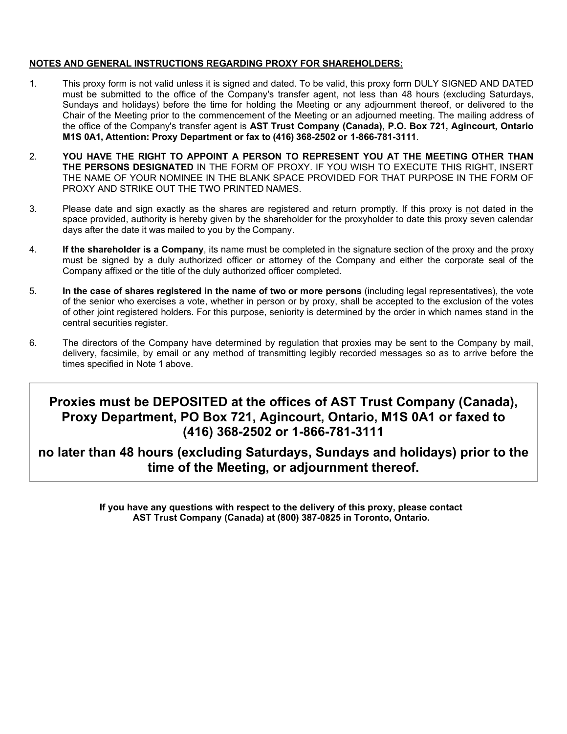**NOTES AND GENERAL INSTRUCTIONS REGARDING PROXY FOR SHAREHOLDERS:**

1. This proxy form is not valid unless it is signed and dated. To be valid, this proxy form DULY SIGNED AND DATED must be submitted to the office of the Company's transfer agent, not less than 48 hours (excluding Saturdays, Sundays and holidays) before the time for holding the Meeting or any adjournment thereof, or delivered to the Chair of the Meeting prior to the commencement of the Meeting or an adjourned meeting. The mailing address of the office of the Company's transfer agent is **AST Trust Company (Canada), P.O. Box 721, Agincourt, Ontario M1S 0A1, Attention: Proxy Department or fax to (416) 368-2502 or 1-866-781-3111**.

2. **YOU HAVE THE RIGHT TO APPOINT A PERSON TO REPRESENT YOU AT THE MEETING OTHER THAN THE PERSONS DESIGNATED** IN THE FORM OF PROXY. IF YOU WISH TO EXECUTE THIS RIGHT, INSERT THE NAME OF YOUR NOMINEE IN THE BLANK SPACE PROVIDED FOR THAT PURPOSE IN THE FORM OF PROXY AND STRIKE OUT THE TWO PRINTED NAMES.

3. Please date and sign exactly as the shares are registered and return promptly. If this proxy is not dated in the space provided, authority is hereby given by the shareholder for the proxyholder to date this proxy seven calendar days after the date it was mailed to you by the Company.

4. **If the shareholder is a Company**, its name must be completed in the signature section of the proxy and the proxy must be signed by a duly authorized officer or attorney of the Company and either the corporate seal of the Company affixed or the title of the duly authorized officer completed.

5. **In the case of shares registered in the name of two or more persons** (including legal representatives), the vote of the senior who exercises a vote, whether in person or by proxy, shall be accepted to the exclusion of the votes of other joint registered holders. For this purpose, seniority is determined by the order in which names stand in the central securities register.

6. The directors of the Company have determined by regulation that proxies may be sent to the Company by mail, delivery, facsimile, by email or any method of transmitting legibly recorded messages so as to arrive before the times specified in Note 1 above.

**Proxies must be DEPOSITED at the offices of AST Trust Company (Canada), Proxy Department, PO Box 721, Agincourt, Ontario, M1S 0A1 or faxed to (416) 368-2502 or 1-866-781-3111**

**no later than 48 hours (excluding Saturdays, Sundays and holidays) prior to the time of the Meeting, or adjournment thereof.**

**If you have any questions with respect to the delivery of this proxy, please contact AST Trust Company (Canada) at (800) 387-0825 in Toronto, Ontario.**